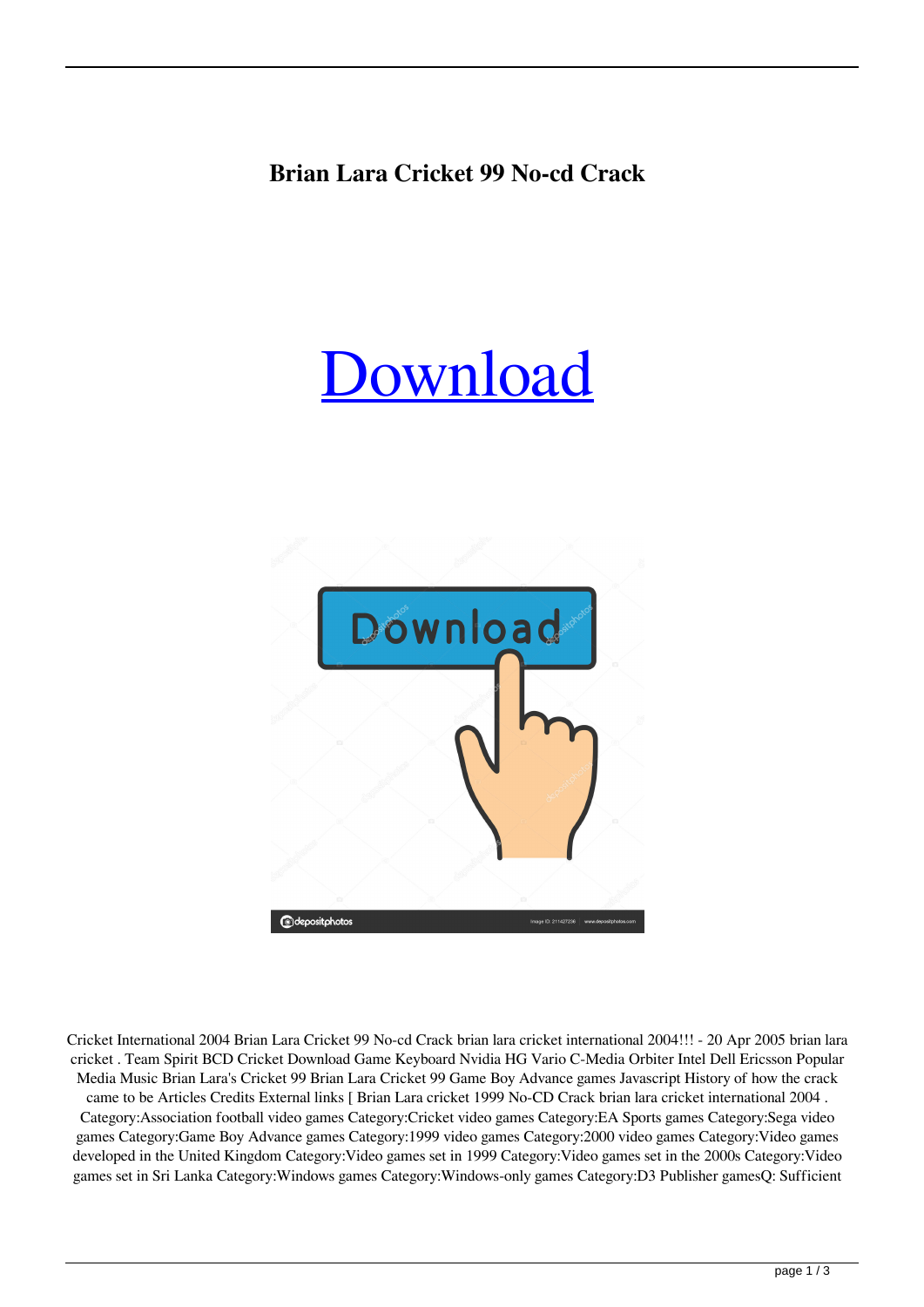# Brian Lara Cricket 99 No-cd Crack

[Download]

Cricket International 2004 Brian Lara Cricket 99 No-cd Crack brian lara cricket international 2004!!! - 20 Apr 2005 brian lara cricket . Team Spirit BCD Cricket Download Game Keyboard Nvidia HG Vario C-Media Orbiter Intel Dell Ericsson Popular Media Music Brian Lara's Cricket 99 Brian Lara Cricket 99 Game Boy Advance games Javascript History of how the crack came to be Articles Credits External links [ Brian Lara cricket 1999 No-CD Crack brian lara cricket international 2004 . Category:Association football video games Category:Cricket video games Category:EA Sports games Category:Sega video games Category:Game Boy Advance games Category:1999 video games Category:2000 video games Category:Video games developed in the United Kingdom Category:Video games set in 1999 Category:Video games set in the 2000s Category:Video games set in Sri Lanka Category:Windows games Category:Windows-only games Category:D3 Publisher gamesQ: Sufficient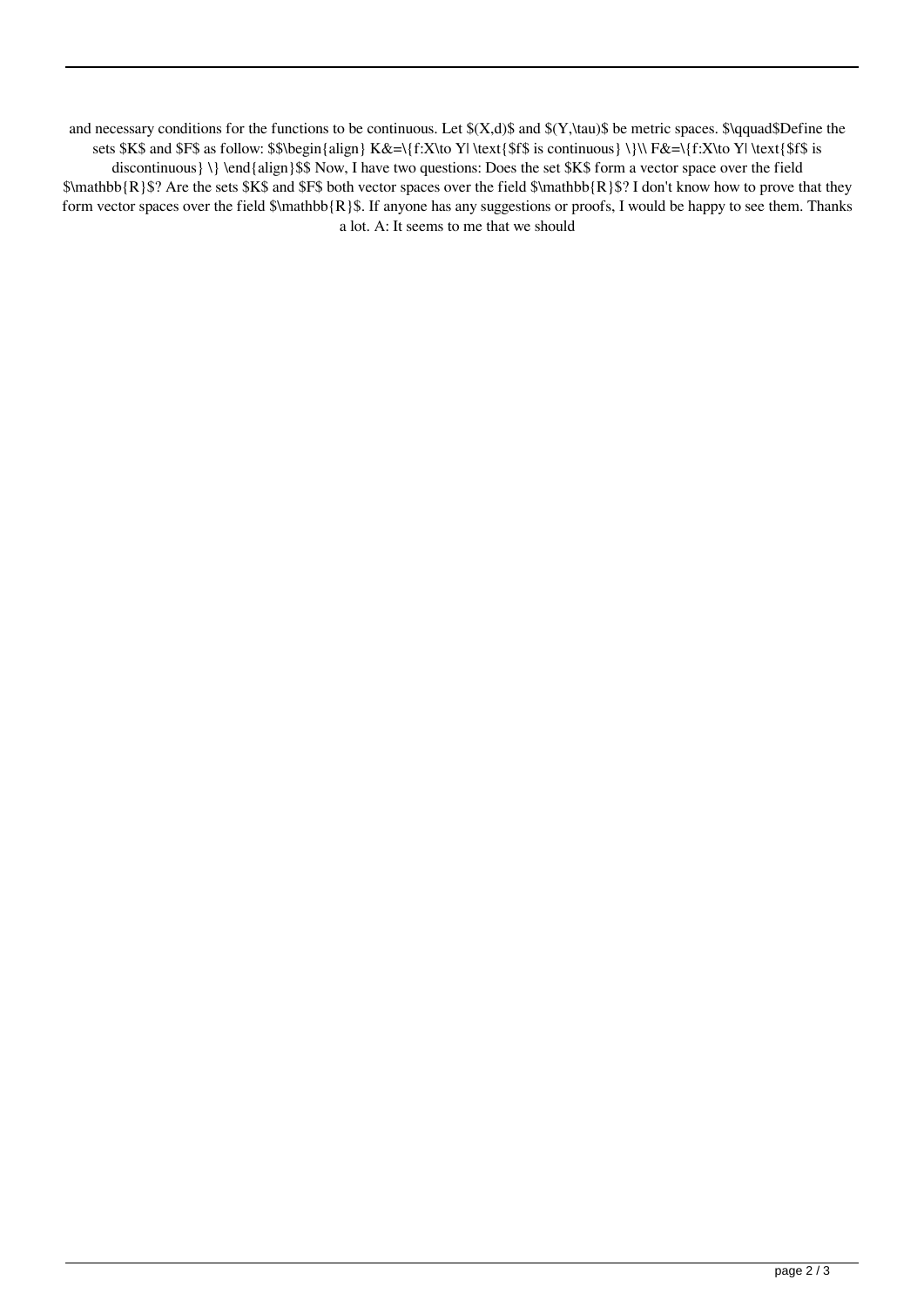and necessary conditions for the functions to be continuous. Let $(X,d)$ and $(Y,\tau)$ be metric spaces. $\qquad$Define the sets $K$ and $F$ as follow: $$\begin{align} K&=\{f:X\to Y| \text{$f$ is continuous} \}\\ F&=\{f:X\to Y| \text{$f$ is discontinuous} \} \end{align}$$ Now, I have two questions: Does the set $K$ form a vector space over the field $\mathbb{R}$? Are the sets $K$ and $F$ both vector spaces over the field $\mathbb{R}$? I don't know how to prove that they form vector spaces over the field $\mathbb{R}$. If anyone has any suggestions or proofs, I would be happy to see them. Thanks a lot. A: It seems to me that we should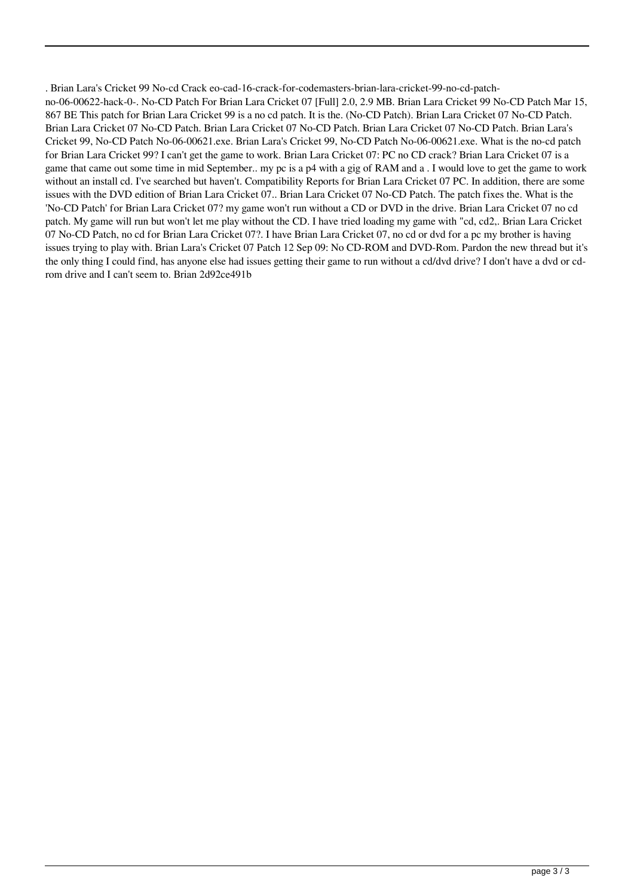. Brian Lara's Cricket 99 No-cd Crack eo-cad-16-crack-for-codemasters-brian-lara-cricket-99-no-cd-patch-no-06-00622-hack-0-. No-CD Patch For Brian Lara Cricket 07 [Full] 2.0, 2.9 MB. Brian Lara Cricket 99 No-CD Patch Mar 15, 867 BE This patch for Brian Lara Cricket 99 is a no cd patch. It is the. (No-CD Patch). Brian Lara Cricket 07 No-CD Patch. Brian Lara Cricket 07 No-CD Patch. Brian Lara Cricket 07 No-CD Patch. Brian Lara Cricket 07 No-CD Patch. Brian Lara's Cricket 99, No-CD Patch No-06-00621.exe. Brian Lara's Cricket 99, No-CD Patch No-06-00621.exe. What is the no-cd patch for Brian Lara Cricket 99? I can't get the game to work. Brian Lara Cricket 07: PC no CD crack? Brian Lara Cricket 07 is a game that came out some time in mid September.. my pc is a p4 with a gig of RAM and a . I would love to get the game to work without an install cd. I've searched but haven't. Compatibility Reports for Brian Lara Cricket 07 PC. In addition, there are some issues with the DVD edition of Brian Lara Cricket 07.. Brian Lara Cricket 07 No-CD Patch. The patch fixes the. What is the 'No-CD Patch' for Brian Lara Cricket 07? my game won't run without a CD or DVD in the drive. Brian Lara Cricket 07 no cd patch. My game will run but won't let me play without the CD. I have tried loading my game with "cd, cd2,. Brian Lara Cricket 07 No-CD Patch, no cd for Brian Lara Cricket 07?. I have Brian Lara Cricket 07, no cd or dvd for a pc my brother is having issues trying to play with. Brian Lara's Cricket 07 Patch 12 Sep 09: No CD-ROM and DVD-Rom. Pardon the new thread but it's the only thing I could find, has anyone else had issues getting their game to run without a cd/dvd drive? I don't have a dvd or cd-rom drive and I can't seem to. Brian 2d92ce491b